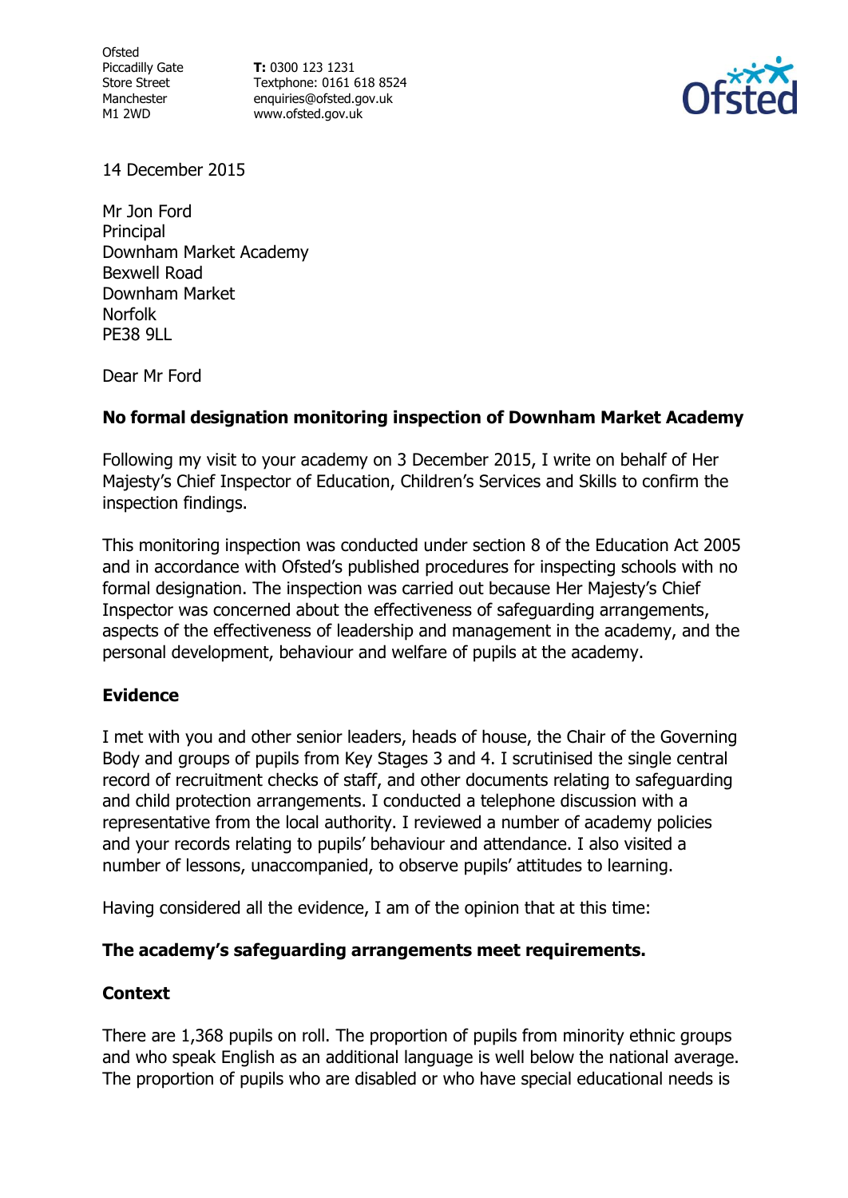Ofsted
Piccadilly Gate
Store Street
Manchester
M1 2WD

**T:** 0300 123 1231
Textphone: 0161 618 8524
enquiries@ofsted.gov.uk
www.ofsted.gov.uk

14 December 2015

Mr Jon Ford
Principal
Downham Market Academy
Bexwell Road
Downham Market
Norfolk
PE38 9LL

Dear Mr Ford

**No formal designation monitoring inspection of Downham Market Academy**

Following my visit to your academy on 3 December 2015, I write on behalf of Her Majesty's Chief Inspector of Education, Children's Services and Skills to confirm the inspection findings.

This monitoring inspection was conducted under section 8 of the Education Act 2005 and in accordance with Ofsted's published procedures for inspecting schools with no formal designation. The inspection was carried out because Her Majesty's Chief Inspector was concerned about the effectiveness of safeguarding arrangements, aspects of the effectiveness of leadership and management in the academy, and the personal development, behaviour and welfare of pupils at the academy.

## Evidence

I met with you and other senior leaders, heads of house, the Chair of the Governing Body and groups of pupils from Key Stages 3 and 4. I scrutinised the single central record of recruitment checks of staff, and other documents relating to safeguarding and child protection arrangements. I conducted a telephone discussion with a representative from the local authority. I reviewed a number of academy policies and your records relating to pupils' behaviour and attendance. I also visited a number of lessons, unaccompanied, to observe pupils' attitudes to learning.

Having considered all the evidence, I am of the opinion that at this time:

**The academy's safeguarding arrangements meet requirements.**

## Context

There are 1,368 pupils on roll. The proportion of pupils from minority ethnic groups and who speak English as an additional language is well below the national average. The proportion of pupils who are disabled or who have special educational needs is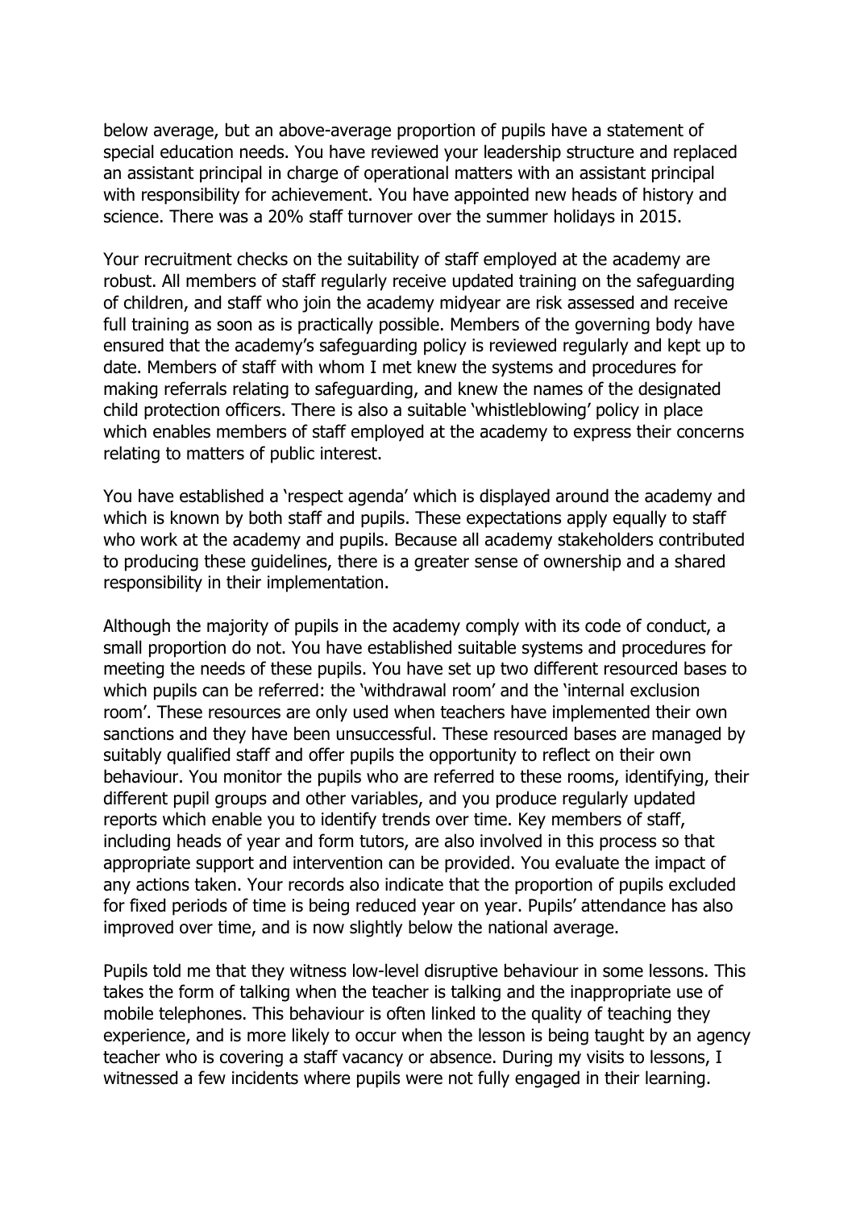below average, but an above-average proportion of pupils have a statement of special education needs. You have reviewed your leadership structure and replaced an assistant principal in charge of operational matters with an assistant principal with responsibility for achievement. You have appointed new heads of history and science. There was a 20% staff turnover over the summer holidays in 2015.

Your recruitment checks on the suitability of staff employed at the academy are robust. All members of staff regularly receive updated training on the safeguarding of children, and staff who join the academy midyear are risk assessed and receive full training as soon as is practically possible. Members of the governing body have ensured that the academy's safeguarding policy is reviewed regularly and kept up to date. Members of staff with whom I met knew the systems and procedures for making referrals relating to safeguarding, and knew the names of the designated child protection officers. There is also a suitable 'whistleblowing' policy in place which enables members of staff employed at the academy to express their concerns relating to matters of public interest.

You have established a 'respect agenda' which is displayed around the academy and which is known by both staff and pupils. These expectations apply equally to staff who work at the academy and pupils. Because all academy stakeholders contributed to producing these guidelines, there is a greater sense of ownership and a shared responsibility in their implementation.

Although the majority of pupils in the academy comply with its code of conduct, a small proportion do not. You have established suitable systems and procedures for meeting the needs of these pupils. You have set up two different resourced bases to which pupils can be referred: the 'withdrawal room' and the 'internal exclusion room'. These resources are only used when teachers have implemented their own sanctions and they have been unsuccessful. These resourced bases are managed by suitably qualified staff and offer pupils the opportunity to reflect on their own behaviour. You monitor the pupils who are referred to these rooms, identifying, their different pupil groups and other variables, and you produce regularly updated reports which enable you to identify trends over time. Key members of staff, including heads of year and form tutors, are also involved in this process so that appropriate support and intervention can be provided. You evaluate the impact of any actions taken. Your records also indicate that the proportion of pupils excluded for fixed periods of time is being reduced year on year. Pupils' attendance has also improved over time, and is now slightly below the national average.

Pupils told me that they witness low-level disruptive behaviour in some lessons. This takes the form of talking when the teacher is talking and the inappropriate use of mobile telephones. This behaviour is often linked to the quality of teaching they experience, and is more likely to occur when the lesson is being taught by an agency teacher who is covering a staff vacancy or absence. During my visits to lessons, I witnessed a few incidents where pupils were not fully engaged in their learning.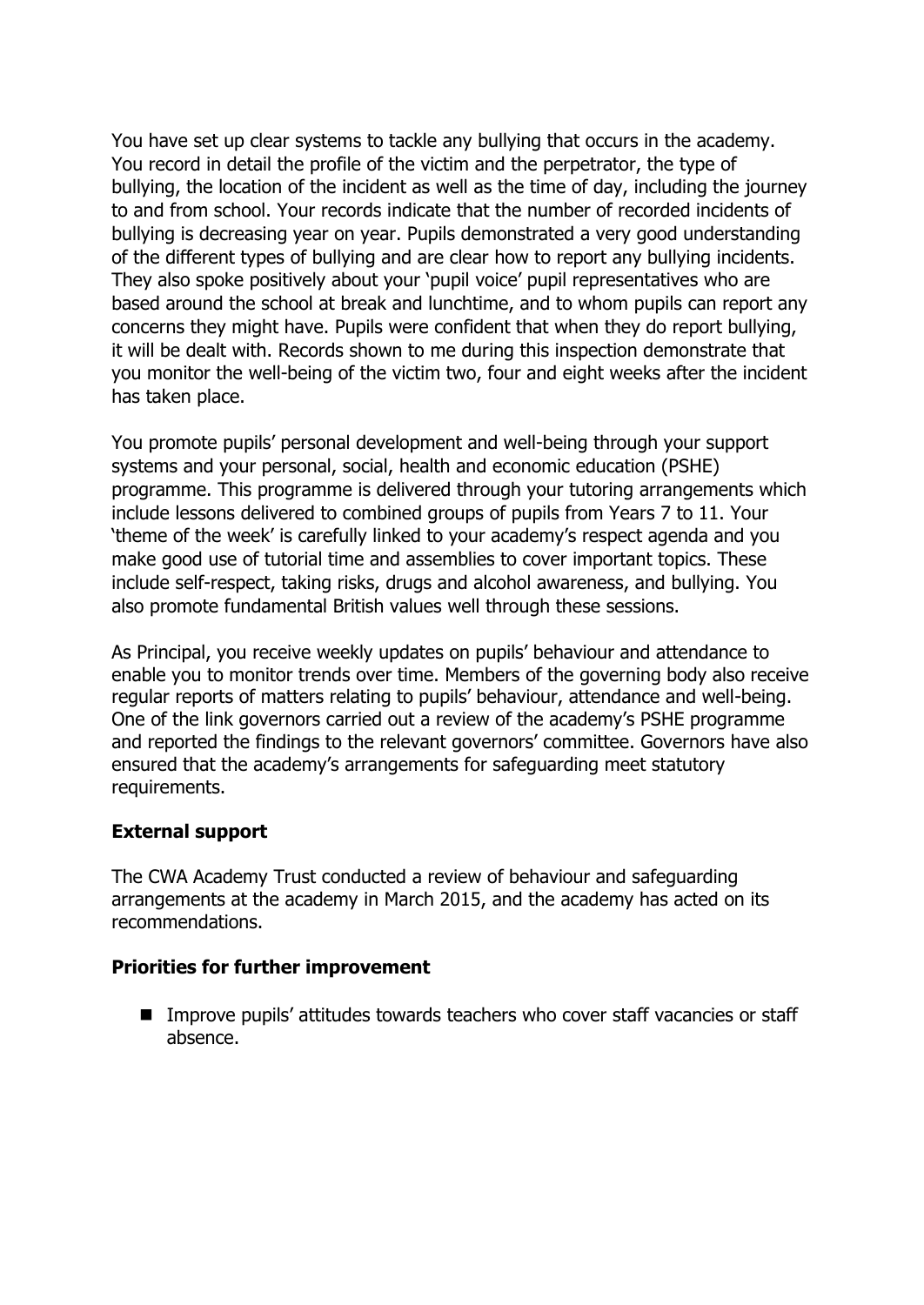You have set up clear systems to tackle any bullying that occurs in the academy. You record in detail the profile of the victim and the perpetrator, the type of bullying, the location of the incident as well as the time of day, including the journey to and from school. Your records indicate that the number of recorded incidents of bullying is decreasing year on year. Pupils demonstrated a very good understanding of the different types of bullying and are clear how to report any bullying incidents. They also spoke positively about your 'pupil voice' pupil representatives who are based around the school at break and lunchtime, and to whom pupils can report any concerns they might have. Pupils were confident that when they do report bullying, it will be dealt with. Records shown to me during this inspection demonstrate that you monitor the well-being of the victim two, four and eight weeks after the incident has taken place.

You promote pupils' personal development and well-being through your support systems and your personal, social, health and economic education (PSHE) programme. This programme is delivered through your tutoring arrangements which include lessons delivered to combined groups of pupils from Years 7 to 11. Your 'theme of the week' is carefully linked to your academy's respect agenda and you make good use of tutorial time and assemblies to cover important topics. These include self-respect, taking risks, drugs and alcohol awareness, and bullying. You also promote fundamental British values well through these sessions.

As Principal, you receive weekly updates on pupils' behaviour and attendance to enable you to monitor trends over time. Members of the governing body also receive regular reports of matters relating to pupils' behaviour, attendance and well-being. One of the link governors carried out a review of the academy's PSHE programme and reported the findings to the relevant governors' committee. Governors have also ensured that the academy's arrangements for safeguarding meet statutory requirements.

### External support

The CWA Academy Trust conducted a review of behaviour and safeguarding arrangements at the academy in March 2015, and the academy has acted on its recommendations.

### Priorities for further improvement

- Improve pupils' attitudes towards teachers who cover staff vacancies or staff absence.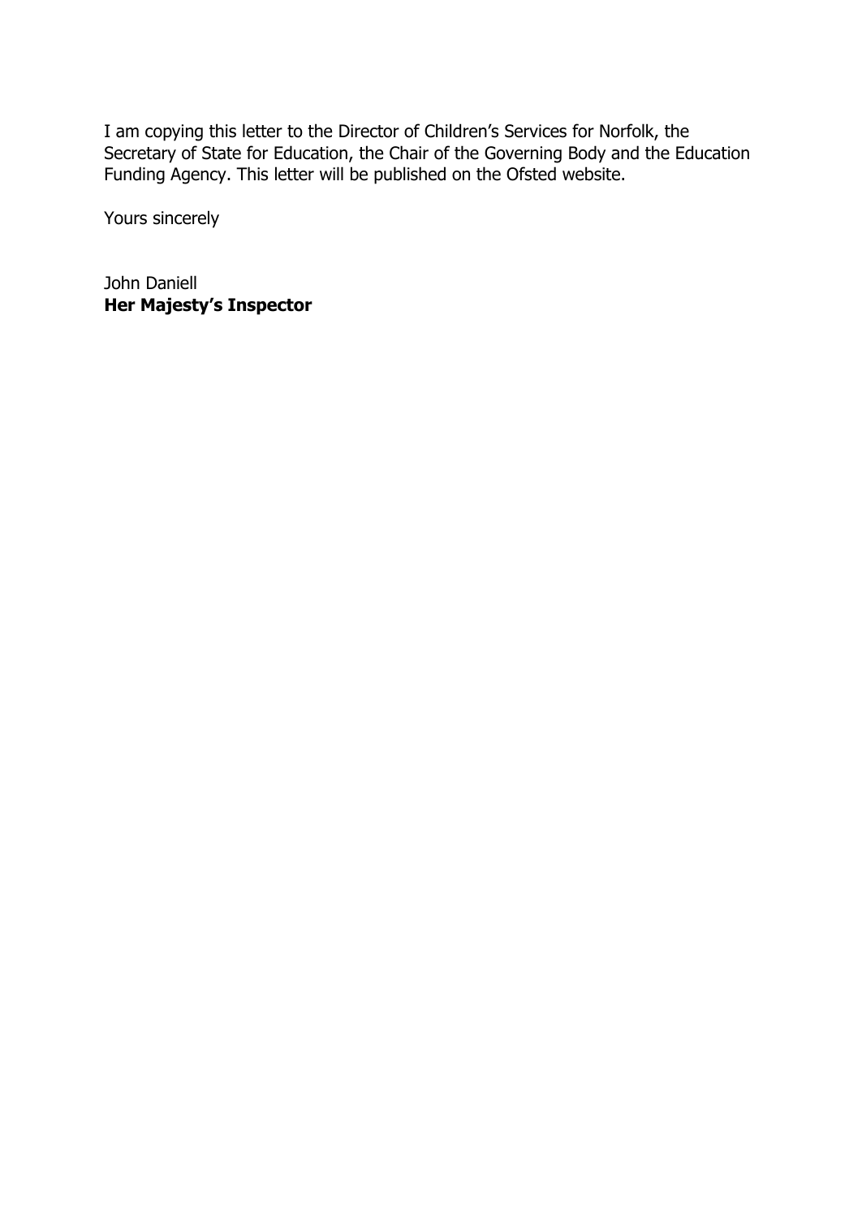I am copying this letter to the Director of Children's Services for Norfolk, the Secretary of State for Education, the Chair of the Governing Body and the Education Funding Agency. This letter will be published on the Ofsted website.

Yours sincerely

John Daniell
**Her Majesty's Inspector**